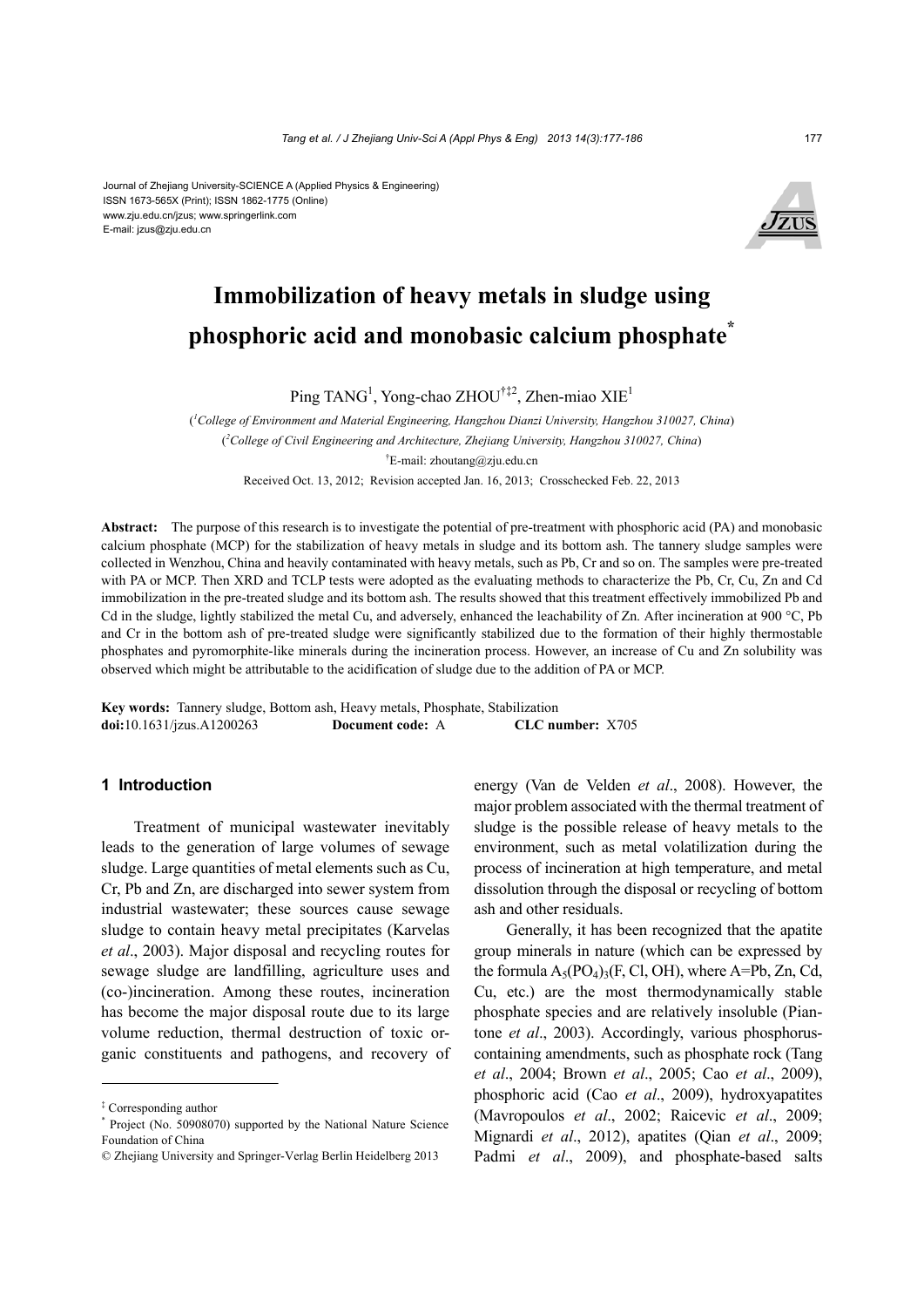Journal of Zhejiang University-SCIENCE A (Applied Physics & Engineering)
ISSN 1673-565X (Print); ISSN 1862-1775 (Online)
www.zju.edu.cn/jzus; www.springerlink.com
E-mail: jzus@zju.edu.cn

# Immobilization of heavy metals in sludge using phosphoric acid and monobasic calcium phosphate*

Ping TANG[1], Yong-chao ZHOU[†‡2], Zhen-miao XIE[1]

([1]College of Environment and Material Engineering, Hangzhou Dianzi University, Hangzhou 310027, China)

([2]College of Civil Engineering and Architecture, Zhejiang University, Hangzhou 310027, China)

[†]E-mail: zhoutang@zju.edu.cn

Received Oct. 13, 2012; Revision accepted Jan. 16, 2013; Crosschecked Feb. 22, 2013

**Abstract:** The purpose of this research is to investigate the potential of pre-treatment with phosphoric acid (PA) and monobasic calcium phosphate (MCP) for the stabilization of heavy metals in sludge and its bottom ash. The tannery sludge samples were collected in Wenzhou, China and heavily contaminated with heavy metals, such as Pb, Cr and so on. The samples were pre-treated with PA or MCP. Then XRD and TCLP tests were adopted as the evaluating methods to characterize the Pb, Cr, Cu, Zn and Cd immobilization in the pre-treated sludge and its bottom ash. The results showed that this treatment effectively immobilized Pb and Cd in the sludge, lightly stabilized the metal Cu, and adversely, enhanced the leachability of Zn. After incineration at 900 °C, Pb and Cr in the bottom ash of pre-treated sludge were significantly stabilized due to the formation of their highly thermostable phosphates and pyromorphite-like minerals during the incineration process. However, an increase of Cu and Zn solubility was observed which might be attributable to the acidification of sludge due to the addition of PA or MCP.

**Key words:** Tannery sludge, Bottom ash, Heavy metals, Phosphate, Stabilization
**doi:**10.1631/jzus.A1200263 **Document code:** A **CLC number:** X705

## 1 Introduction

Treatment of municipal wastewater inevitably leads to the generation of large volumes of sewage sludge. Large quantities of metal elements such as Cu, Cr, Pb and Zn, are discharged into sewer system from industrial wastewater; these sources cause sewage sludge to contain heavy metal precipitates (Karvelas *et al*., 2003). Major disposal and recycling routes for sewage sludge are landfilling, agriculture uses and (co-)incineration. Among these routes, incineration has become the major disposal route due to its large volume reduction, thermal destruction of toxic organic constituents and pathogens, and recovery of energy (Van de Velden *et al*., 2008). However, the major problem associated with the thermal treatment of sludge is the possible release of heavy metals to the environment, such as metal volatilization during the process of incineration at high temperature, and metal dissolution through the disposal or recycling of bottom ash and other residuals.

Generally, it has been recognized that the apatite group minerals in nature (which can be expressed by the formula $A_5(PO_4)_3$(F, Cl, OH), where A=Pb, Zn, Cd, Cu, etc.) are the most thermodynamically stable phosphate species and are relatively insoluble (Piantone *et al*., 2003). Accordingly, various phosphorus-containing amendments, such as phosphate rock (Tang *et al*., 2004; Brown *et al*., 2005; Cao *et al*., 2009), phosphoric acid (Cao *et al*., 2009), hydroxyapatites (Mavropoulos *et al*., 2002; Raicevic *et al*., 2009; Mignardi *et al*., 2012), apatites (Qian *et al*., 2009; Padmi *et al*., 2009), and phosphate-based salts

---

[‡] Corresponding author

[*] Project (No. 50908070) supported by the National Nature Science Foundation of China

© Zhejiang University and Springer-Verlag Berlin Heidelberg 2013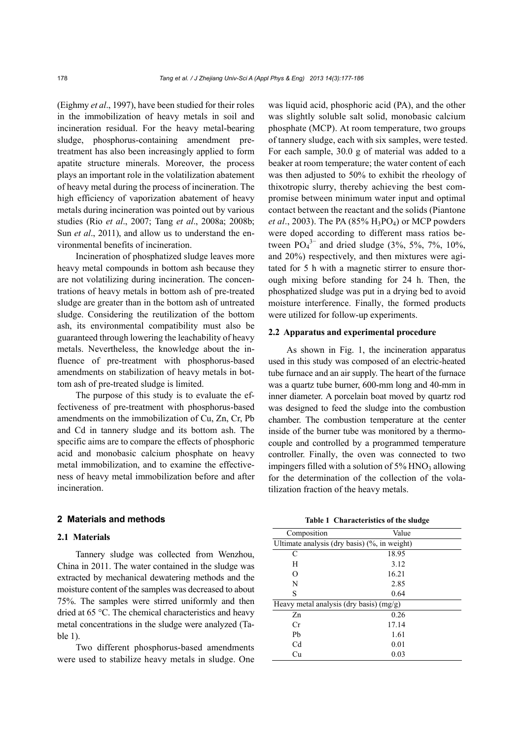(Eighmy *et al*., 1997), have been studied for their roles in the immobilization of heavy metals in soil and incineration residual. For the heavy metal-bearing sludge, phosphorus-containing amendment pre-treatment has also been increasingly applied to form apatite structure minerals. Moreover, the process plays an important role in the volatilization abatement of heavy metal during the process of incineration. The high efficiency of vaporization abatement of heavy metals during incineration was pointed out by various studies (Rio *et al*., 2007; Tang *et al*., 2008a; 2008b; Sun *et al*., 2011), and allow us to understand the environmental benefits of incineration.

Incineration of phosphatized sludge leaves more heavy metal compounds in bottom ash because they are not volatilizing during incineration. The concentrations of heavy metals in bottom ash of pre-treated sludge are greater than in the bottom ash of untreated sludge. Considering the reutilization of the bottom ash, its environmental compatibility must also be guaranteed through lowering the leachability of heavy metals. Nevertheless, the knowledge about the influence of pre-treatment with phosphorus-based amendments on stabilization of heavy metals in bottom ash of pre-treated sludge is limited.

The purpose of this study is to evaluate the effectiveness of pre-treatment with phosphorus-based amendments on the immobilization of Cu, Zn, Cr, Pb and Cd in tannery sludge and its bottom ash. The specific aims are to compare the effects of phosphoric acid and monobasic calcium phosphate on heavy metal immobilization, and to examine the effectiveness of heavy metal immobilization before and after incineration.

## 2 Materials and methods

### 2.1 Materials

Tannery sludge was collected from Wenzhou, China in 2011. The water contained in the sludge was extracted by mechanical dewatering methods and the moisture content of the samples was decreased to about 75%. The samples were stirred uniformly and then dried at 65 °C. The chemical characteristics and heavy metal concentrations in the sludge were analyzed (Table 1).

Two different phosphorus-based amendments were used to stabilize heavy metals in sludge. One was liquid acid, phosphoric acid (PA), and the other was slightly soluble salt solid, monobasic calcium phosphate (MCP). At room temperature, two groups of tannery sludge, each with six samples, were tested. For each sample, 30.0 g of material was added to a beaker at room temperature; the water content of each was then adjusted to 50% to exhibit the rheology of thixotropic slurry, thereby achieving the best compromise between minimum water input and optimal contact between the reactant and the solids (Piantone *et al*., 2003). The PA (85% $H_3PO_4$) or MCP powders were doped according to different mass ratios between $PO_4^{3-}$ and dried sludge (3%, 5%, 7%, 10%, and 20%) respectively, and then mixtures were agitated for 5 h with a magnetic stirrer to ensure thorough mixing before standing for 24 h. Then, the phosphatized sludge was put in a drying bed to avoid moisture interference. Finally, the formed products were utilized for follow-up experiments.

### 2.2 Apparatus and experimental procedure

As shown in Fig. 1, the incineration apparatus used in this study was composed of an electric-heated tube furnace and an air supply. The heart of the furnace was a quartz tube burner, 600-mm long and 40-mm in inner diameter. A porcelain boat moved by quartz rod was designed to feed the sludge into the combustion chamber. The combustion temperature at the center inside of the burner tube was monitored by a thermocouple and controlled by a programmed temperature controller. Finally, the oven was connected to two impingers filled with a solution of 5% $HNO_3$ allowing for the determination of the collection of the volatilization fraction of the heavy metals.

**Table 1 Characteristics of the sludge**

| Composition | Value |
|---|---|
| Ultimate analysis (dry basis) (%, in weight) | |
| C | 18.95 |
| H | 3.12 |
| O | 16.21 |
| N | 2.85 |
| S | 0.64 |
| Heavy metal analysis (dry basis) (mg/g) | |
| Zn | 0.26 |
| Cr | 17.14 |
| Pb | 1.61 |
| Cd | 0.01 |
| Cu | 0.03 |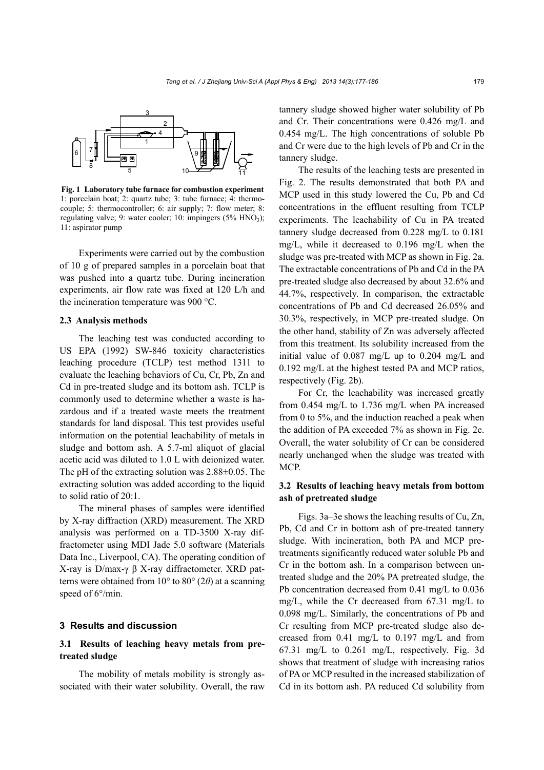**Fig. 1 Laboratory tube furnace for combustion experiment**
1: porcelain boat; 2: quartz tube; 3: tube furnace; 4: thermocouple; 5: thermocontroller; 6: air supply; 7: flow meter; 8: regulating valve; 9: water cooler; 10: impingers (5% $HNO_3$); 11: aspirator pump

Experiments were carried out by the combustion of 10 g of prepared samples in a porcelain boat that was pushed into a quartz tube. During incineration experiments, air flow rate was fixed at 120 L/h and the incineration temperature was 900 °C.

### 2.3 Analysis methods

The leaching test was conducted according to US EPA (1992) SW-846 toxicity characteristics leaching procedure (TCLP) test method 1311 to evaluate the leaching behaviors of Cu, Cr, Pb, Zn and Cd in pre-treated sludge and its bottom ash. TCLP is commonly used to determine whether a waste is hazardous and if a treated waste meets the treatment standards for land disposal. This test provides useful information on the potential leachability of metals in sludge and bottom ash. A 5.7-ml aliquot of glacial acetic acid was diluted to 1.0 L with deionized water. The pH of the extracting solution was 2.88±0.05. The extracting solution was added according to the liquid to solid ratio of 20:1.

The mineral phases of samples were identified by X-ray diffraction (XRD) measurement. The XRD analysis was performed on a TD-3500 X-ray diffractometer using MDI Jade 5.0 software (Materials Data Inc., Liverpool, CA). The operating condition of X-ray is D/max-γ β X-ray diffractometer. XRD patterns were obtained from 10° to 80° (2$\theta$) at a scanning speed of 6°/min.

## 3 Results and discussion

### 3.1 Results of leaching heavy metals from pretreated sludge

The mobility of metals mobility is strongly associated with their water solubility. Overall, the raw tannery sludge showed higher water solubility of Pb and Cr. Their concentrations were 0.426 mg/L and 0.454 mg/L. The high concentrations of soluble Pb and Cr were due to the high levels of Pb and Cr in the tannery sludge.

The results of the leaching tests are presented in Fig. 2. The results demonstrated that both PA and MCP used in this study lowered the Cu, Pb and Cd concentrations in the effluent resulting from TCLP experiments. The leachability of Cu in PA treated tannery sludge decreased from 0.228 mg/L to 0.181 mg/L, while it decreased to 0.196 mg/L when the sludge was pre-treated with MCP as shown in Fig. 2a. The extractable concentrations of Pb and Cd in the PA pre-treated sludge also decreased by about 32.6% and 44.7%, respectively. In comparison, the extractable concentrations of Pb and Cd decreased 26.05% and 30.3%, respectively, in MCP pre-treated sludge. On the other hand, stability of Zn was adversely affected from this treatment. Its solubility increased from the initial value of 0.087 mg/L up to 0.204 mg/L and 0.192 mg/L at the highest tested PA and MCP ratios, respectively (Fig. 2b).

For Cr, the leachability was increased greatly from 0.454 mg/L to 1.736 mg/L when PA increased from 0 to 5%, and the induction reached a peak when the addition of PA exceeded 7% as shown in Fig. 2e. Overall, the water solubility of Cr can be considered nearly unchanged when the sludge was treated with MCP.

### 3.2 Results of leaching heavy metals from bottom ash of pretreated sludge

Figs. 3a–3e shows the leaching results of Cu, Zn, Pb, Cd and Cr in bottom ash of pre-treated tannery sludge. With incineration, both PA and MCP pretreatments significantly reduced water soluble Pb and Cr in the bottom ash. In a comparison between untreated sludge and the 20% PA pretreated sludge, the Pb concentration decreased from 0.41 mg/L to 0.036 mg/L, while the Cr decreased from 67.31 mg/L to 0.098 mg/L. Similarly, the concentrations of Pb and Cr resulting from MCP pre-treated sludge also decreased from 0.41 mg/L to 0.197 mg/L and from 67.31 mg/L to 0.261 mg/L, respectively. Fig. 3d shows that treatment of sludge with increasing ratios of PA or MCP resulted in the increased stabilization of Cd in its bottom ash. PA reduced Cd solubility from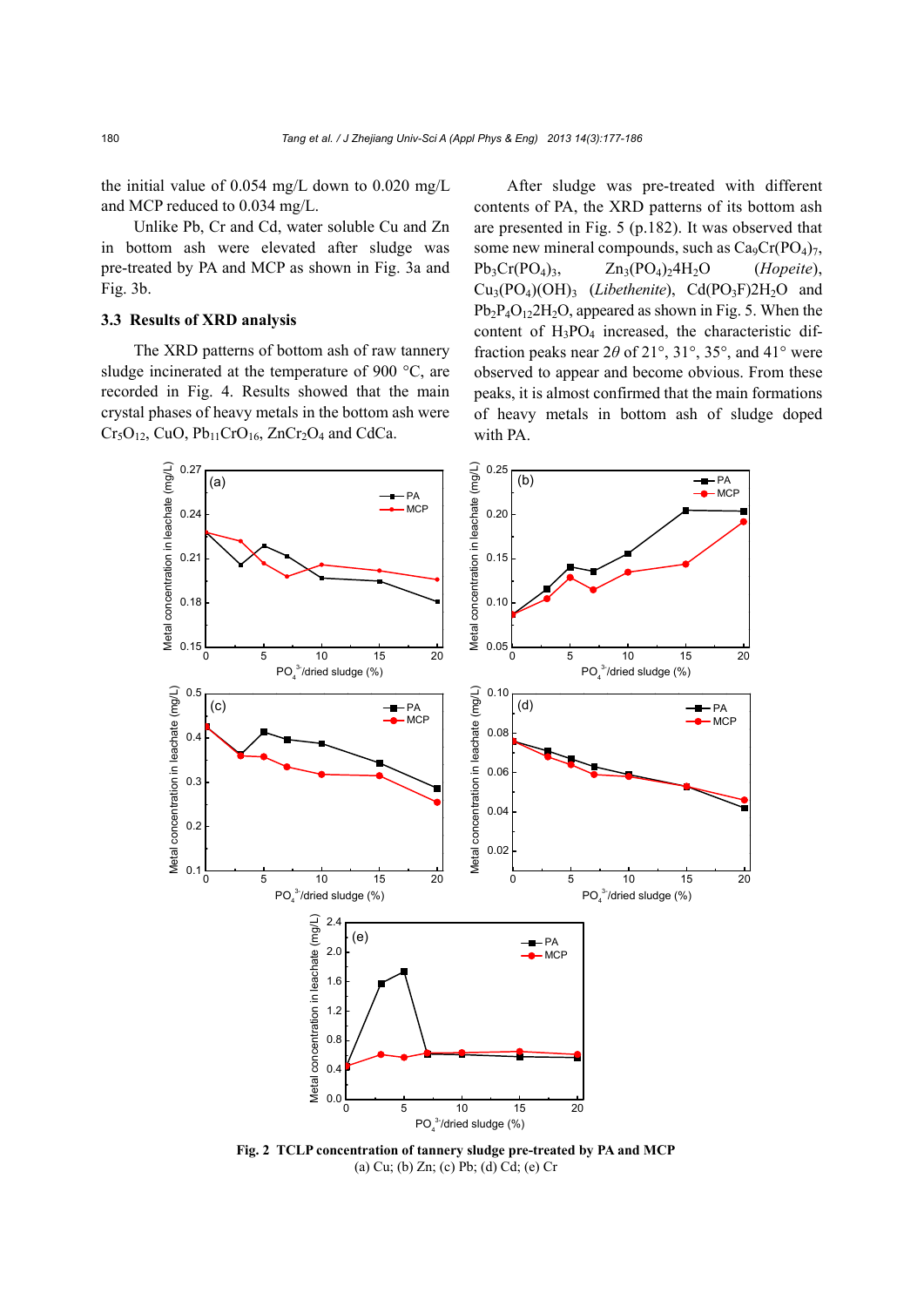the initial value of 0.054 mg/L down to 0.020 mg/L and MCP reduced to 0.034 mg/L.

Unlike Pb, Cr and Cd, water soluble Cu and Zn in bottom ash were elevated after sludge was pre-treated by PA and MCP as shown in Fig. 3a and Fig. 3b.

### 3.3 Results of XRD analysis

The XRD patterns of bottom ash of raw tannery sludge incinerated at the temperature of 900 °C, are recorded in Fig. 4. Results showed that the main crystal phases of heavy metals in the bottom ash were $Cr_5O_{12}$, CuO, $Pb_{11}CrO_{16}$, $ZnCr_2O_4$ and CdCa.

After sludge was pre-treated with different contents of PA, the XRD patterns of its bottom ash are presented in Fig. 5 (p.182). It was observed that some new mineral compounds, such as $Ca_9Cr(PO_4)_7$, $Pb_3Cr(PO_4)_3$, $Zn_3(PO_4)_2 4H_2O$ (*Hopeite*), $Cu_3(PO_4)(OH)_3$ (*Libethenite*), $Cd(PO_3F)2H_2O$ and $Pb_2P_4O_{12}2H_2O$, appeared as shown in Fig. 5. When the content of $H_3PO_4$ increased, the characteristic diffraction peaks near $2\theta$ of 21°, 31°, 35°, and 41° were observed to appear and become obvious. From these peaks, it is almost confirmed that the main formations of heavy metals in bottom ash of sludge doped with PA.

**Fig. 2 TCLP concentration of tannery sludge pre-treated by PA and MCP**
(a) Cu; (b) Zn; (c) Pb; (d) Cd; (e) Cr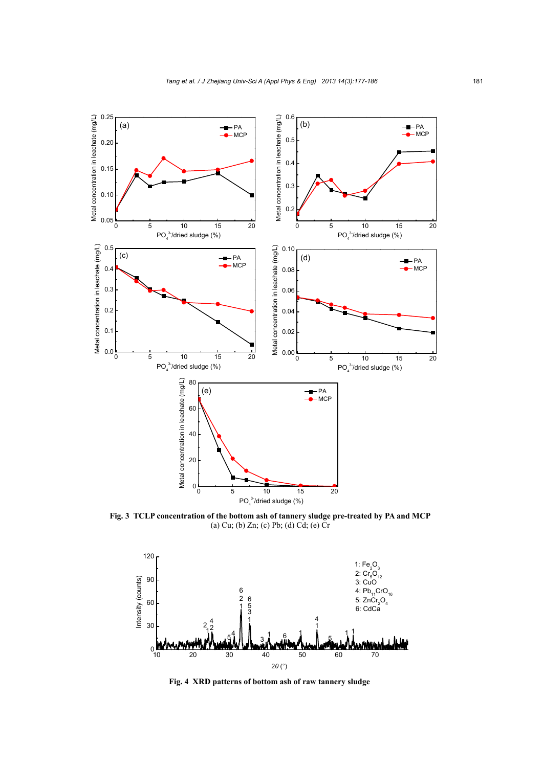**Fig. 3 TCLP concentration of the bottom ash of tannery sludge pre-treated by PA and MCP**
(a) Cu; (b) Zn; (c) Pb; (d) Cd; (e) Cr

**Fig. 4 XRD patterns of bottom ash of raw tannery sludge**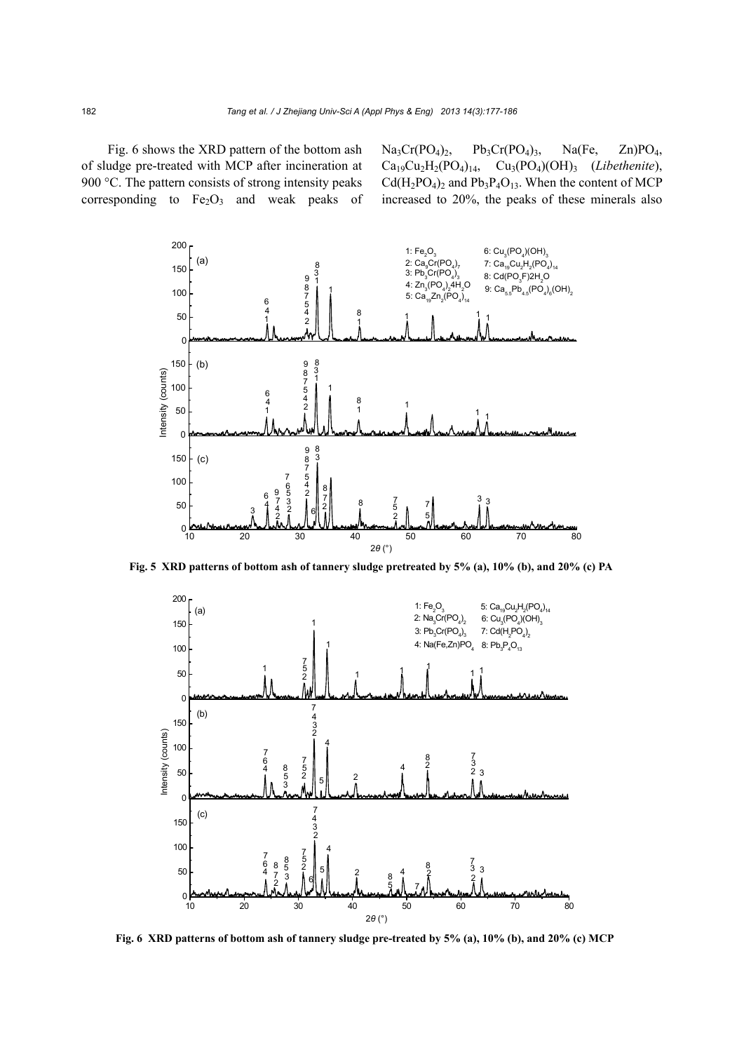Fig. 6 shows the XRD pattern of the bottom ash of sludge pre-treated with MCP after incineration at 900 °C. The pattern consists of strong intensity peaks corresponding to $Fe_2O_3$ and weak peaks of $Na_3Cr(PO_4)_2$, $Pb_3Cr(PO_4)_3$, Na(Fe, Zn)$PO_4$, $Ca_{19}Cu_2H_2(PO_4)_{14}$, $Cu_3(PO_4)(OH)_3$ (*Libethenite*), $Cd(H_2PO_4)_2$ and $Pb_3P_4O_{13}$. When the content of MCP increased to 20%, the peaks of these minerals also

**Fig. 5 XRD patterns of bottom ash of tannery sludge pretreated by 5% (a), 10% (b), and 20% (c) PA**

**Fig. 6 XRD patterns of bottom ash of tannery sludge pre-treated by 5% (a), 10% (b), and 20% (c) MCP**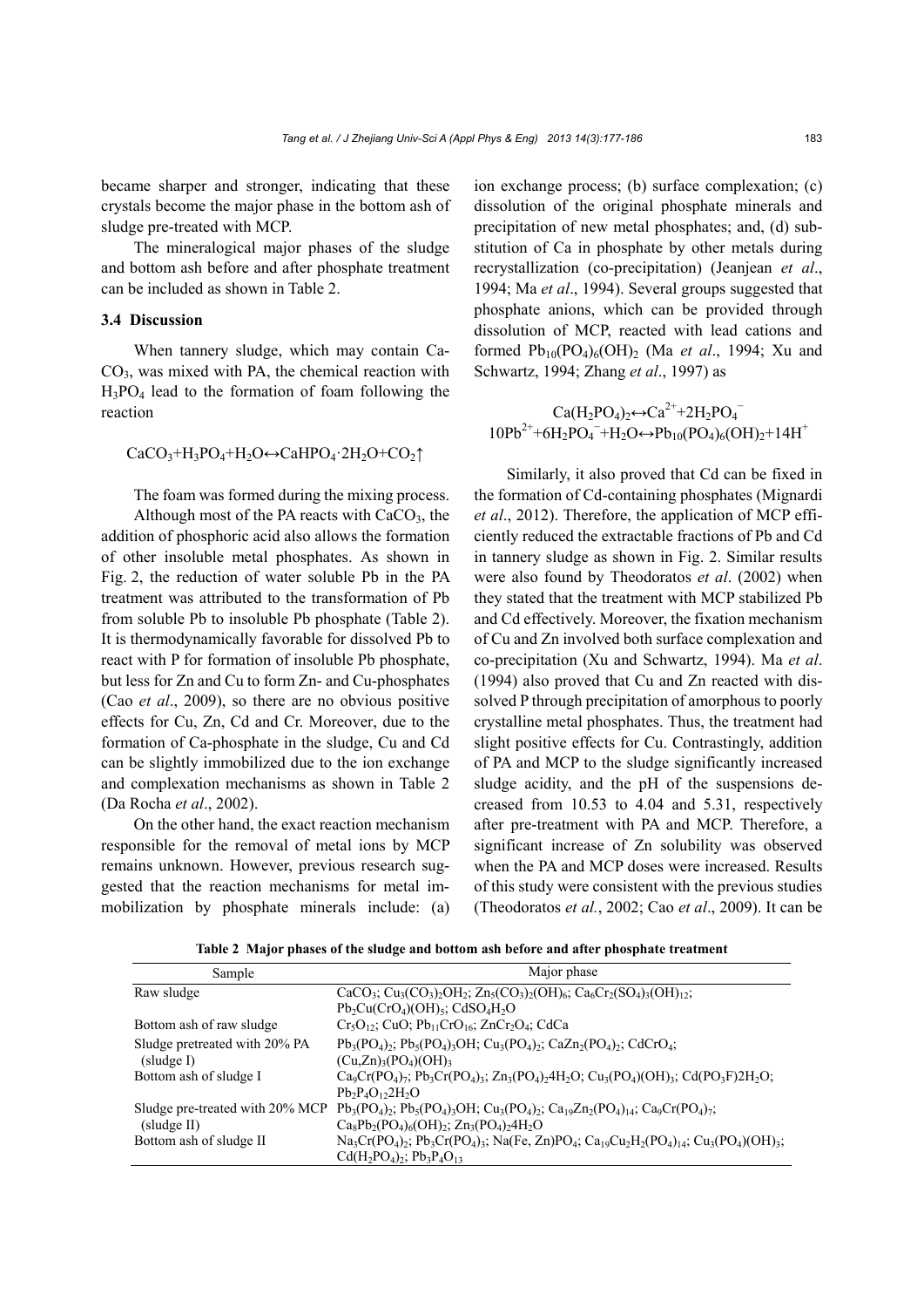became sharper and stronger, indicating that these crystals become the major phase in the bottom ash of sludge pre-treated with MCP.

The mineralogical major phases of the sludge and bottom ash before and after phosphate treatment can be included as shown in Table 2.

### 3.4 Discussion

When tannery sludge, which may contain $CaCO_3$, was mixed with PA, the chemical reaction with $H_3PO_4$ lead to the formation of foam following the reaction

$$CaCO_3+H_3PO_4+H_2O\leftrightarrow CaHPO_4\cdot 2H_2O+CO_2\uparrow$$

The foam was formed during the mixing process.

Although most of the PA reacts with $CaCO_3$, the addition of phosphoric acid also allows the formation of other insoluble metal phosphates. As shown in Fig. 2, the reduction of water soluble Pb in the PA treatment was attributed to the transformation of Pb from soluble Pb to insoluble Pb phosphate (Table 2). It is thermodynamically favorable for dissolved Pb to react with P for formation of insoluble Pb phosphate, but less for Zn and Cu to form Zn- and Cu-phosphates (Cao *et al*., 2009), so there are no obvious positive effects for Cu, Zn, Cd and Cr. Moreover, due to the formation of Ca-phosphate in the sludge, Cu and Cd can be slightly immobilized due to the ion exchange and complexation mechanisms as shown in Table 2 (Da Rocha *et al*., 2002).

On the other hand, the exact reaction mechanism responsible for the removal of metal ions by MCP remains unknown. However, previous research suggested that the reaction mechanisms for metal immobilization by phosphate minerals include: (a) ion exchange process; (b) surface complexation; (c) dissolution of the original phosphate minerals and precipitation of new metal phosphates; and, (d) substitution of Ca in phosphate by other metals during recrystallization (co-precipitation) (Jeanjean *et al*., 1994; Ma *et al*., 1994). Several groups suggested that phosphate anions, which can be provided through dissolution of MCP, reacted with lead cations and formed $Pb_{10}(PO_4)_6(OH)_2$ (Ma *et al*., 1994; Xu and Schwartz, 1994; Zhang *et al*., 1997) as

$$Ca(H_2PO_4)_2\leftrightarrow Ca^{2+}+2H_2PO_4^-$$
$$10Pb^{2+}+6H_2PO_4^-+H_2O\leftrightarrow Pb_{10}(PO_4)_6(OH)_2+14H^+$$

Similarly, it also proved that Cd can be fixed in the formation of Cd-containing phosphates (Mignardi *et al*., 2012). Therefore, the application of MCP efficiently reduced the extractable fractions of Pb and Cd in tannery sludge as shown in Fig. 2. Similar results were also found by Theodoratos *et al*. (2002) when they stated that the treatment with MCP stabilized Pb and Cd effectively. Moreover, the fixation mechanism of Cu and Zn involved both surface complexation and co-precipitation (Xu and Schwartz, 1994). Ma *et al*. (1994) also proved that Cu and Zn reacted with dissolved P through precipitation of amorphous to poorly crystalline metal phosphates. Thus, the treatment had slight positive effects for Cu. Contrastingly, addition of PA and MCP to the sludge significantly increased sludge acidity, and the pH of the suspensions decreased from 10.53 to 4.04 and 5.31, respectively after pre-treatment with PA and MCP. Therefore, a significant increase of Zn solubility was observed when the PA and MCP doses were increased. Results of this study were consistent with the previous studies (Theodoratos *et al.*, 2002; Cao *et al*., 2009). It can be

**Table 2 Major phases of the sludge and bottom ash before and after phosphate treatment**

| Sample | Major phase |
|---|---|
| Raw sludge | $CaCO_3$; $Cu_3(CO_3)_2OH_2$; $Zn_5(CO_3)_2(OH)_6$; $Ca_6Cr_2(SO_4)_3(OH)_{12}$; $Pb_2Cu(CrO_4)(OH)_5$; $CdSO_4H_2O$ |
| Bottom ash of raw sludge | $Cr_5O_{12}$; CuO; $Pb_{11}CrO_{16}$; $ZnCr_2O_4$; CdCa |
| Sludge pretreated with 20% PA (sludge I) | $Pb_3(PO_4)_2$; $Pb_5(PO_4)_3OH$; $Cu_3(PO_4)_2$; $CaZn_2(PO_4)_2$; $CdCrO_4$; $(Cu,Zn)_3(PO_4)(OH)_3$ |
| Bottom ash of sludge I | $Ca_9Cr(PO_4)_7$; $Pb_3Cr(PO_4)_3$; $Zn_3(PO_4)_24H_2O$; $Cu_3(PO_4)(OH)_3$; $Cd(PO_3F)2H_2O$; $Pb_2P_4O_{12}2H_2O$ |
| Sludge pre-treated with 20% MCP (sludge II) | $Pb_3(PO_4)_2$; $Pb_5(PO_4)_3OH$; $Cu_3(PO_4)_2$; $Ca_{19}Zn_2(PO_4)_{14}$; $Ca_9Cr(PO_4)_7$; $Ca_8Pb_2(PO_4)_6(OH)_2$; $Zn_3(PO_4)_24H_2O$ |
| Bottom ash of sludge II | $Na_3Cr(PO_4)_2$; $Pb_3Cr(PO_4)_3$; $Na(Fe, Zn)PO_4$; $Ca_{19}Cu_2H_2(PO_4)_{14}$; $Cu_3(PO_4)(OH)_3$; $Cd(H_2PO_4)_2$; $Pb_3P_4O_{13}$ |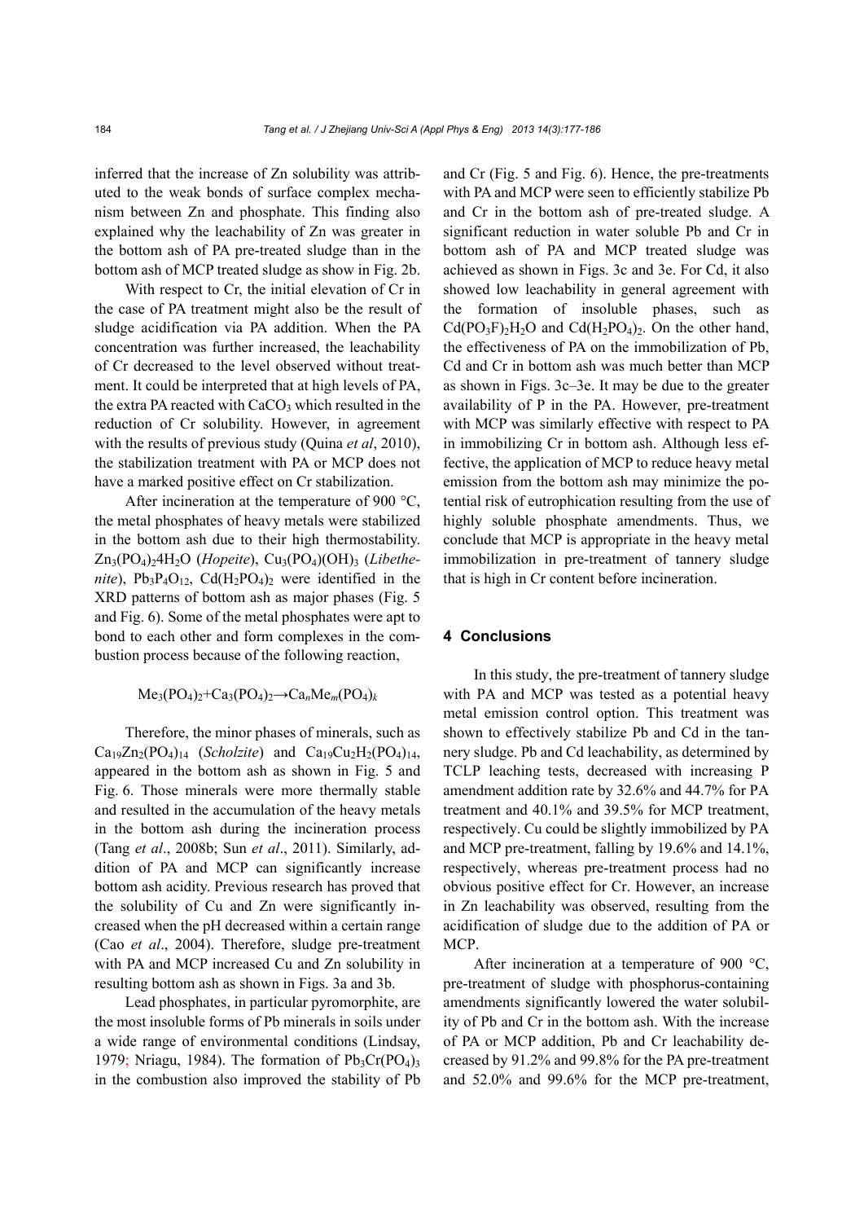inferred that the increase of Zn solubility was attributed to the weak bonds of surface complex mechanism between Zn and phosphate. This finding also explained why the leachability of Zn was greater in the bottom ash of PA pre-treated sludge than in the bottom ash of MCP treated sludge as show in Fig. 2b.

With respect to Cr, the initial elevation of Cr in the case of PA treatment might also be the result of sludge acidification via PA addition. When the PA concentration was further increased, the leachability of Cr decreased to the level observed without treatment. It could be interpreted that at high levels of PA, the extra PA reacted with $CaCO_3$ which resulted in the reduction of Cr solubility. However, in agreement with the results of previous study (Quina *et al*, 2010), the stabilization treatment with PA or MCP does not have a marked positive effect on Cr stabilization.

After incineration at the temperature of 900 °C, the metal phosphates of heavy metals were stabilized in the bottom ash due to their high thermostability. $Zn_3(PO_4)_2 4H_2O$ (*Hopeite*), $Cu_3(PO_4)(OH)_3$ (*Libethenite*), $Pb_3P_4O_{12}$, $Cd(H_2PO_4)_2$ were identified in the XRD patterns of bottom ash as major phases (Fig. 5 and Fig. 6). Some of the metal phosphates were apt to bond to each other and form complexes in the combustion process because of the following reaction,

$$Me_3(PO_4)_2 + Ca_3(PO_4)_2 \rightarrow Ca_nMe_m(PO_4)_k$$

Therefore, the minor phases of minerals, such as $Ca_{19}Zn_2(PO_4)_{14}$ (*Scholzite*) and $Ca_{19}Cu_2H_2(PO_4)_{14}$, appeared in the bottom ash as shown in Fig. 5 and Fig. 6. Those minerals were more thermally stable and resulted in the accumulation of the heavy metals in the bottom ash during the incineration process (Tang *et al*., 2008b; Sun *et al*., 2011). Similarly, addition of PA and MCP can significantly increase bottom ash acidity. Previous research has proved that the solubility of Cu and Zn were significantly increased when the pH decreased within a certain range (Cao *et al*., 2004). Therefore, sludge pre-treatment with PA and MCP increased Cu and Zn solubility in resulting bottom ash as shown in Figs. 3a and 3b.

Lead phosphates, in particular pyromorphite, are the most insoluble forms of Pb minerals in soils under a wide range of environmental conditions (Lindsay, 1979; Nriagu, 1984). The formation of $Pb_3Cr(PO_4)_3$ in the combustion also improved the stability of Pb and Cr (Fig. 5 and Fig. 6). Hence, the pre-treatments with PA and MCP were seen to efficiently stabilize Pb and Cr in the bottom ash of pre-treated sludge. A significant reduction in water soluble Pb and Cr in bottom ash of PA and MCP treated sludge was achieved as shown in Figs. 3c and 3e. For Cd, it also showed low leachability in general agreement with the formation of insoluble phases, such as $Cd(PO_3F)_2H_2O$ and $Cd(H_2PO_4)_2$. On the other hand, the effectiveness of PA on the immobilization of Pb, Cd and Cr in bottom ash was much better than MCP as shown in Figs. 3c–3e. It may be due to the greater availability of P in the PA. However, pre-treatment with MCP was similarly effective with respect to PA in immobilizing Cr in bottom ash. Although less effective, the application of MCP to reduce heavy metal emission from the bottom ash may minimize the potential risk of eutrophication resulting from the use of highly soluble phosphate amendments. Thus, we conclude that MCP is appropriate in the heavy metal immobilization in pre-treatment of tannery sludge that is high in Cr content before incineration.

## 4 Conclusions

In this study, the pre-treatment of tannery sludge with PA and MCP was tested as a potential heavy metal emission control option. This treatment was shown to effectively stabilize Pb and Cd in the tannery sludge. Pb and Cd leachability, as determined by TCLP leaching tests, decreased with increasing P amendment addition rate by 32.6% and 44.7% for PA treatment and 40.1% and 39.5% for MCP treatment, respectively. Cu could be slightly immobilized by PA and MCP pre-treatment, falling by 19.6% and 14.1%, respectively, whereas pre-treatment process had no obvious positive effect for Cr. However, an increase in Zn leachability was observed, resulting from the acidification of sludge due to the addition of PA or MCP.

After incineration at a temperature of 900 °C, pre-treatment of sludge with phosphorus-containing amendments significantly lowered the water solubility of Pb and Cr in the bottom ash. With the increase of PA or MCP addition, Pb and Cr leachability decreased by 91.2% and 99.8% for the PA pre-treatment and 52.0% and 99.6% for the MCP pre-treatment,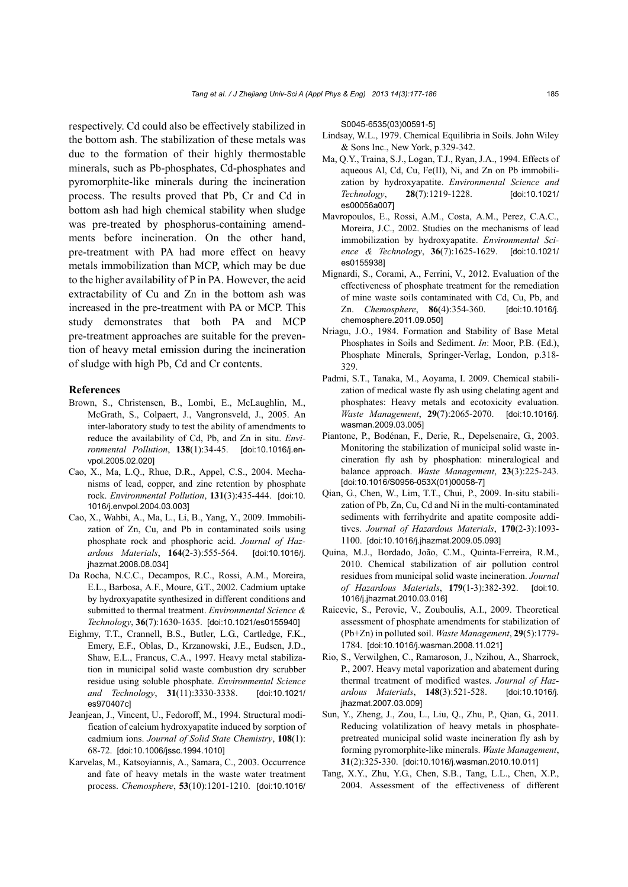respectively. Cd could also be effectively stabilized in the bottom ash. The stabilization of these metals was due to the formation of their highly thermostable minerals, such as Pb-phosphates, Cd-phosphates and pyromorphite-like minerals during the incineration process. The results proved that Pb, Cr and Cd in bottom ash had high chemical stability when sludge was pre-treated by phosphorus-containing amendments before incineration. On the other hand, pre-treatment with PA had more effect on heavy metals immobilization than MCP, which may be due to the higher availability of P in PA. However, the acid extractability of Cu and Zn in the bottom ash was increased in the pre-treatment with PA or MCP. This study demonstrates that both PA and MCP pre-treatment approaches are suitable for the prevention of heavy metal emission during the incineration of sludge with high Pb, Cd and Cr contents.

## References

Brown, S., Christensen, B., Lombi, E., McLaughlin, M., McGrath, S., Colpaert, J., Vangronsveld, J., 2005. An inter-laboratory study to test the ability of amendments to reduce the availability of Cd, Pb, and Zn in situ. *Environmental Pollution*, **138**(1):34-45. [doi:10.1016/j.envpol.2005.02.020]

Cao, X., Ma, L.Q., Rhue, D.R., Appel, C.S., 2004. Mechanisms of lead, copper, and zinc retention by phosphate rock. *Environmental Pollution*, **131**(3):435-444. [doi:10.1016/j.envpol.2004.03.003]

Cao, X., Wahbi, A., Ma, L., Li, B., Yang, Y., 2009. Immobilization of Zn, Cu, and Pb in contaminated soils using phosphate rock and phosphoric acid. *Journal of Hazardous Materials*, **164**(2-3):555-564. [doi:10.1016/j.jhazmat.2008.08.034]

Da Rocha, N.C.C., Decampos, R.C., Rossi, A.M., Moreira, E.L., Barbosa, A.F., Moure, G.T., 2002. Cadmium uptake by hydroxyapatite synthesized in different conditions and submitted to thermal treatment. *Environmental Science & Technology*, **36**(7):1630-1635. [doi:10.1021/es0155940]

Eighmy, T.T., Crannell, B.S., Butler, L.G., Cartledge, F.K., Emery, E.F., Oblas, D., Krzanowski, J.E., Eudsen, J.D., Shaw, E.L., Francus, C.A., 1997. Heavy metal stabilization in municipal solid waste combustion dry scrubber residue using soluble phosphate. *Environmental Science and Technology*, **31**(11):3330-3338. [doi:10.1021/es970407c]

Jeanjean, J., Vincent, U., Fedoroff, M., 1994. Structural modification of calcium hydroxyapatite induced by sorption of cadmium ions. *Journal of Solid State Chemistry*, **108**(1):68-72. [doi:10.1006/jssc.1994.1010]

Karvelas, M., Katsoyiannis, A., Samara, C., 2003. Occurrence and fate of heavy metals in the waste water treatment process. *Chemosphere*, **53**(10):1201-1210. [doi:10.1016/S0045-6535(03)00591-5]

Lindsay, W.L., 1979. Chemical Equilibria in Soils. John Wiley & Sons Inc., New York, p.329-342.

Ma, Q.Y., Traina, S.J., Logan, T.J., Ryan, J.A., 1994. Effects of aqueous Al, Cd, Cu, Fe(II), Ni, and Zn on Pb immobilization by hydroxyapatite. *Environmental Science and Technology*, **28**(7):1219-1228. [doi:10.1021/es00056a007]

Mavropoulos, E., Rossi, A.M., Costa, A.M., Perez, C.A.C., Moreira, J.C., 2002. Studies on the mechanisms of lead immobilization by hydroxyapatite. *Environmental Science & Technology*, **36**(7):1625-1629. [doi:10.1021/es0155938]

Mignardi, S., Corami, A., Ferrini, V., 2012. Evaluation of the effectiveness of phosphate treatment for the remediation of mine waste soils contaminated with Cd, Cu, Pb, and Zn. *Chemosphere*, **86**(4):354-360. [doi:10.1016/j.chemosphere.2011.09.050]

Nriagu, J.O., 1984. Formation and Stability of Base Metal Phosphates in Soils and Sediment. *In*: Moor, P.B. (Ed.), Phosphate Minerals, Springer-Verlag, London, p.318-329.

Padmi, S.T., Tanaka, M., Aoyama, I. 2009. Chemical stabilization of medical waste fly ash using chelating agent and phosphates: Heavy metals and ecotoxicity evaluation. *Waste Management*, **29**(7):2065-2070. [doi:10.1016/j.wasman.2009.03.005]

Piantone, P., Bodénan, F., Derie, R., Depelsenaire, G., 2003. Monitoring the stabilization of municipal solid waste incineration fly ash by phosphation: mineralogical and balance approach. *Waste Management*, **23**(3):225-243. [doi:10.1016/S0956-053X(01)00058-7]

Qian, G., Chen, W., Lim, T.T., Chui, P., 2009. In-situ stabilization of Pb, Zn, Cu, Cd and Ni in the multi-contaminated sediments with ferrihydrite and apatite composite additives. *Journal of Hazardous Materials*, **170**(2-3):1093-1100. [doi:10.1016/j.jhazmat.2009.05.093]

Quina, M.J., Bordado, João, C.M., Quinta-Ferreira, R.M., 2010. Chemical stabilization of air pollution control residues from municipal solid waste incineration. *Journal of Hazardous Materials*, **179**(1-3):382-392. [doi:10.1016/j.jhazmat.2010.03.016]

Raicevic, S., Perovic, V., Zouboulis, A.I., 2009. Theoretical assessment of phosphate amendments for stabilization of (Pb+Zn) in polluted soil. *Waste Management*, **29**(5):1779-1784. [doi:10.1016/j.wasman.2008.11.021]

Rio, S., Verwilghen, C., Ramaroson, J., Nzihou, A., Sharrock, P., 2007. Heavy metal vaporization and abatement during thermal treatment of modified wastes. *Journal of Hazardous Materials*, **148**(3):521-528. [doi:10.1016/j.jhazmat.2007.03.009]

Sun, Y., Zheng, J., Zou, L., Liu, Q., Zhu, P., Qian, G., 2011. Reducing volatilization of heavy metals in phosphate-pretreated municipal solid waste incineration fly ash by forming pyromorphite-like minerals. *Waste Management*, **31**(2):325-330. [doi:10.1016/j.wasman.2010.10.011]

Tang, X.Y., Zhu, Y.G., Chen, S.B., Tang, L.L., Chen, X.P., 2004. Assessment of the effectiveness of different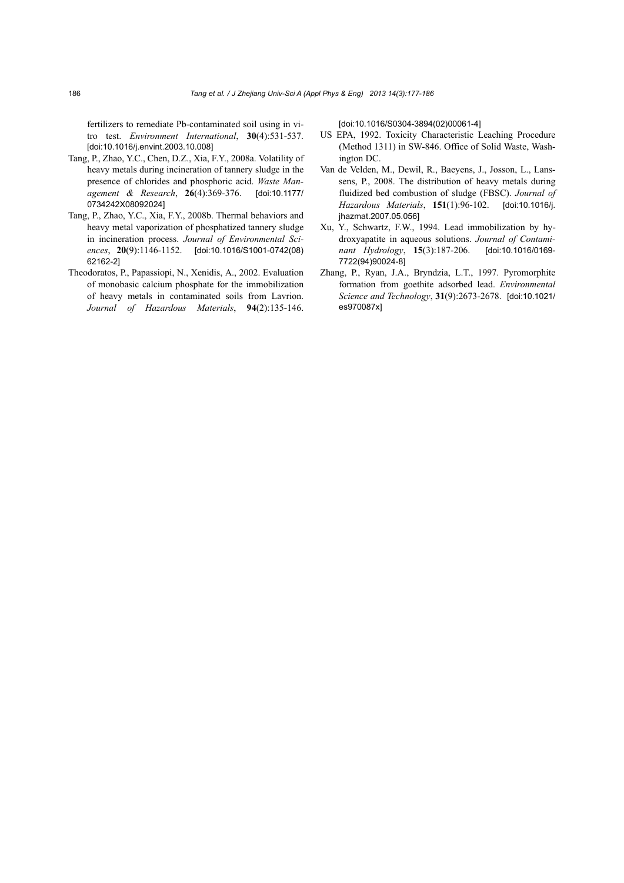fertilizers to remediate Pb-contaminated soil using in vitro test. *Environment International*, **30**(4):531-537. [doi:10.1016/j.envint.2003.10.008]

Tang, P., Zhao, Y.C., Chen, D.Z., Xia, F.Y., 2008a. Volatility of heavy metals during incineration of tannery sludge in the presence of chlorides and phosphoric acid. *Waste Management & Research*, **26**(4):369-376. [doi:10.1177/0734242X08092024]

Tang, P., Zhao, Y.C., Xia, F.Y., 2008b. Thermal behaviors and heavy metal vaporization of phosphatized tannery sludge in incineration process. *Journal of Environmental Sciences*, **20**(9):1146-1152. [doi:10.1016/S1001-0742(08)62162-2]

Theodoratos, P., Papassiopi, N., Xenidis, A., 2002. Evaluation of monobasic calcium phosphate for the immobilization of heavy metals in contaminated soils from Lavrion. *Journal of Hazardous Materials*, **94**(2):135-146. [doi:10.1016/S0304-3894(02)00061-4]

US EPA, 1992. Toxicity Characteristic Leaching Procedure (Method 1311) in SW-846. Office of Solid Waste, Washington DC.

Van de Velden, M., Dewil, R., Baeyens, J., Josson, L., Lanssens, P., 2008. The distribution of heavy metals during fluidized bed combustion of sludge (FBSC). *Journal of Hazardous Materials*, **151**(1):96-102. [doi:10.1016/j.jhazmat.2007.05.056]

Xu, Y., Schwartz, F.W., 1994. Lead immobilization by hydroxyapatite in aqueous solutions. *Journal of Contaminant Hydrology*, **15**(3):187-206. [doi:10.1016/0169-7722(94)90024-8]

Zhang, P., Ryan, J.A., Bryndzia, L.T., 1997. Pyromorphite formation from goethite adsorbed lead. *Environmental Science and Technology*, **31**(9):2673-2678. [doi:10.1021/es970087x]